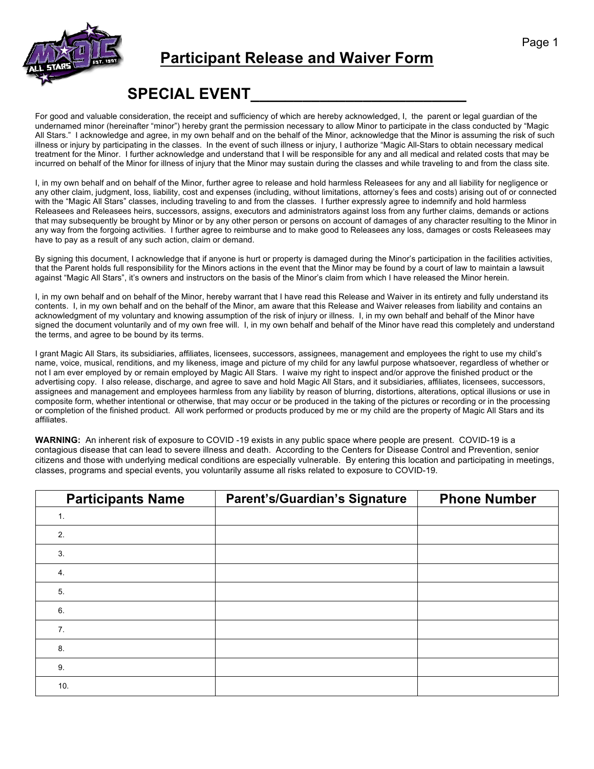# Participant Release and Waiver Form

## SPECIAL EVENT___________________________

For good and valuable consideration, the receipt and sufficiency of which are hereby acknowledged, I, the parent or legal guardian of the undernamed minor (hereinafter "minor") hereby grant the permission necessary to allow Minor to participate in the class conducted by "Magic All Stars." I acknowledge and agree, in my own behalf and on the behalf of the Minor, acknowledge that the Minor is assuming the risk of such illness or injury by participating in the classes. In the event of such illness or injury, I authorize "Magic All-Stars to obtain necessary medical treatment for the Minor. I further acknowledge and understand that I will be responsible for any and all medical and related costs that may be incurred on behalf of the Minor for illness of injury that the Minor may sustain during the classes and while traveling to and from the class site.

I, in my own behalf and on behalf of the Minor, further agree to release and hold harmless Releasees for any and all liability for negligence or any other claim, judgment, loss, liability, cost and expenses (including, without limitations, attorney's fees and costs) arising out of or connected with the "Magic All Stars" classes, including traveling to and from the classes. I further expressly agree to indemnify and hold harmless Releasees and Releasees heirs, successors, assigns, executors and administrators against loss from any further claims, demands or actions that may subsequently be brought by Minor or by any other person or persons on account of damages of any character resulting to the Minor in any way from the forgoing activities. I further agree to reimburse and to make good to Releasees any loss, damages or costs Releasees may have to pay as a result of any such action, claim or demand.

By signing this document, I acknowledge that if anyone is hurt or property is damaged during the Minor's participation in the facilities activities, that the Parent holds full responsibility for the Minors actions in the event that the Minor may be found by a court of law to maintain a lawsuit against "Magic All Stars", it's owners and instructors on the basis of the Minor's claim from which I have released the Minor herein.

I, in my own behalf and on behalf of the Minor, hereby warrant that I have read this Release and Waiver in its entirety and fully understand its contents. I, in my own behalf and on the behalf of the Minor, am aware that this Release and Waiver releases from liability and contains an acknowledgment of my voluntary and knowing assumption of the risk of injury or illness. I, in my own behalf and behalf of the Minor have signed the document voluntarily and of my own free will. I, in my own behalf and behalf of the Minor have read this completely and understand the terms, and agree to be bound by its terms.

I grant Magic All Stars, its subsidiaries, affiliates, licensees, successors, assignees, management and employees the right to use my child's name, voice, musical, renditions, and my likeness, image and picture of my child for any lawful purpose whatsoever, regardless of whether or not I am ever employed by or remain employed by Magic All Stars. I waive my right to inspect and/or approve the finished product or the advertising copy. I also release, discharge, and agree to save and hold Magic All Stars, and it subsidiaries, affiliates, licensees, successors, assignees and management and employees harmless from any liability by reason of blurring, distortions, alterations, optical illusions or use in composite form, whether intentional or otherwise, that may occur or be produced in the taking of the pictures or recording or in the processing or completion of the finished product. All work performed or products produced by me or my child are the property of Magic All Stars and its affiliates.

**WARNING:** An inherent risk of exposure to COVID -19 exists in any public space where people are present. COVID-19 is a contagious disease that can lead to severe illness and death. According to the Centers for Disease Control and Prevention, senior citizens and those with underlying medical conditions are especially vulnerable. By entering this location and participating in meetings, classes, programs and special events, you voluntarily assume all risks related to exposure to COVID-19.

| Participants Name | Parent's/Guardian's Signature | Phone Number |
|---|---|---|
| 1. | | |
| 2. | | |
| 3. | | |
| 4. | | |
| 5. | | |
| 6. | | |
| 7. | | |
| 8. | | |
| 9. | | |
| 10. | | |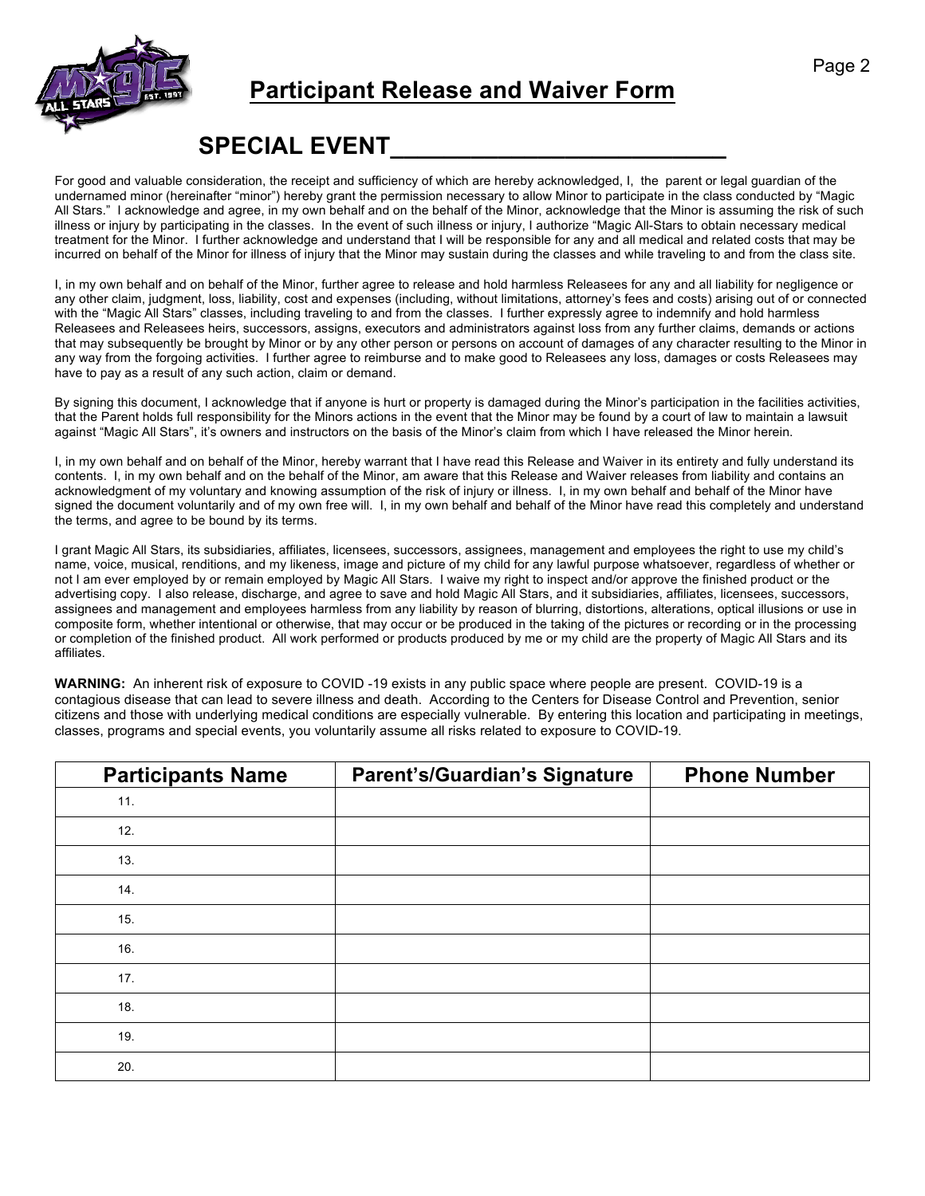# Participant Release and Waiver Form

## SPECIAL EVENT___________________________

For good and valuable consideration, the receipt and sufficiency of which are hereby acknowledged, I, the parent or legal guardian of the undernamed minor (hereinafter "minor") hereby grant the permission necessary to allow Minor to participate in the class conducted by "Magic All Stars." I acknowledge and agree, in my own behalf and on the behalf of the Minor, acknowledge that the Minor is assuming the risk of such illness or injury by participating in the classes. In the event of such illness or injury, I authorize "Magic All-Stars to obtain necessary medical treatment for the Minor. I further acknowledge and understand that I will be responsible for any and all medical and related costs that may be incurred on behalf of the Minor for illness of injury that the Minor may sustain during the classes and while traveling to and from the class site.

I, in my own behalf and on behalf of the Minor, further agree to release and hold harmless Releasees for any and all liability for negligence or any other claim, judgment, loss, liability, cost and expenses (including, without limitations, attorney's fees and costs) arising out of or connected with the "Magic All Stars" classes, including traveling to and from the classes. I further expressly agree to indemnify and hold harmless Releasees and Releasees heirs, successors, assigns, executors and administrators against loss from any further claims, demands or actions that may subsequently be brought by Minor or by any other person or persons on account of damages of any character resulting to the Minor in any way from the forgoing activities. I further agree to reimburse and to make good to Releasees any loss, damages or costs Releasees may have to pay as a result of any such action, claim or demand.

By signing this document, I acknowledge that if anyone is hurt or property is damaged during the Minor's participation in the facilities activities, that the Parent holds full responsibility for the Minors actions in the event that the Minor may be found by a court of law to maintain a lawsuit against "Magic All Stars", it's owners and instructors on the basis of the Minor's claim from which I have released the Minor herein.

I, in my own behalf and on behalf of the Minor, hereby warrant that I have read this Release and Waiver in its entirety and fully understand its contents. I, in my own behalf and on the behalf of the Minor, am aware that this Release and Waiver releases from liability and contains an acknowledgment of my voluntary and knowing assumption of the risk of injury or illness. I, in my own behalf and behalf of the Minor have signed the document voluntarily and of my own free will. I, in my own behalf and behalf of the Minor have read this completely and understand the terms, and agree to be bound by its terms.

I grant Magic All Stars, its subsidiaries, affiliates, licensees, successors, assignees, management and employees the right to use my child's name, voice, musical, renditions, and my likeness, image and picture of my child for any lawful purpose whatsoever, regardless of whether or not I am ever employed by or remain employed by Magic All Stars. I waive my right to inspect and/or approve the finished product or the advertising copy. I also release, discharge, and agree to save and hold Magic All Stars, and it subsidiaries, affiliates, licensees, successors, assignees and management and employees harmless from any liability by reason of blurring, distortions, alterations, optical illusions or use in composite form, whether intentional or otherwise, that may occur or be produced in the taking of the pictures or recording or in the processing or completion of the finished product. All work performed or products produced by me or my child are the property of Magic All Stars and its affiliates.

**WARNING:** An inherent risk of exposure to COVID -19 exists in any public space where people are present. COVID-19 is a contagious disease that can lead to severe illness and death. According to the Centers for Disease Control and Prevention, senior citizens and those with underlying medical conditions are especially vulnerable. By entering this location and participating in meetings, classes, programs and special events, you voluntarily assume all risks related to exposure to COVID-19.

| Participants Name | Parent's/Guardian's Signature | Phone Number |
|---|---|---|
| 11. | | |
| 12. | | |
| 13. | | |
| 14. | | |
| 15. | | |
| 16. | | |
| 17. | | |
| 18. | | |
| 19. | | |
| 20. | | |